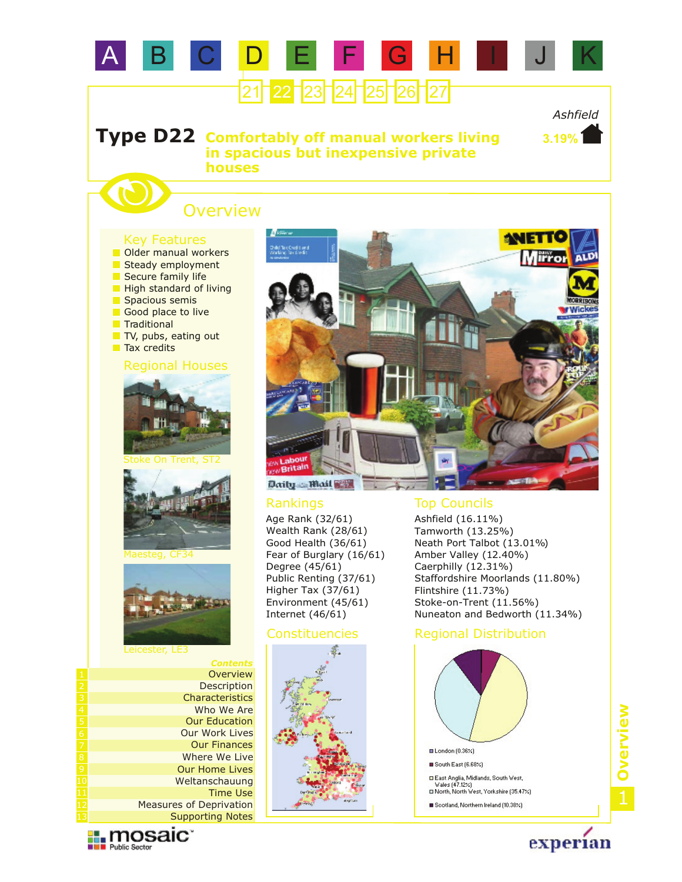A B C D E F G H I J K

21 22 23 24 25 26 27

# Type D22 Comfortably off manual workers living in spacious but inexpensive private houses

Ashfield

3.19%

## Overview

### Key Features

- Older manual workers
- Steady employment
- Secure family life
- High standard of living
- Spacious semis
- Good place to live
- Traditional
- TV, pubs, eating out
- Tax credits

### Regional Houses

Stoke On Trent, ST2

Maesteg, CF34

Leicester, LE3

### Rankings

Age Rank (32/61)
Wealth Rank (28/61)
Good Health (36/61)
Fear of Burglary (16/61)
Degree (45/61)
Public Renting (37/61)
Higher Tax (37/61)
Environment (45/61)
Internet (46/61)

### Top Councils

Ashfield (16.11%)
Tamworth (13.25%)
Neath Port Talbot (13.01%)
Amber Valley (12.40%)
Caerphilly (12.31%)
Staffordshire Moorlands (11.80%)
Flintshire (11.73%)
Stoke-on-Trent (11.56%)
Nuneaton and Bedworth (11.34%)

### Constituencies

### Regional Distribution

- London (0.36%)
- South East (6.68%)
- East Anglia, Midlands, South West, Wales (47.12%)
- North, North West, Yorkshire (35.47%)
- Scotland, Northern Ireland (10.38%)

*Contents*

1. Overview
2. Description
3. Characteristics
4. Who We Are
5. Our Education
6. Our Work Lives
7. Our Finances
8. Where We Live
9. Our Home Lives
10. Weltanschauung
11. Time Use
12. Measures of Deprivation
13. Supporting Notes

mosaic Public Sector

experian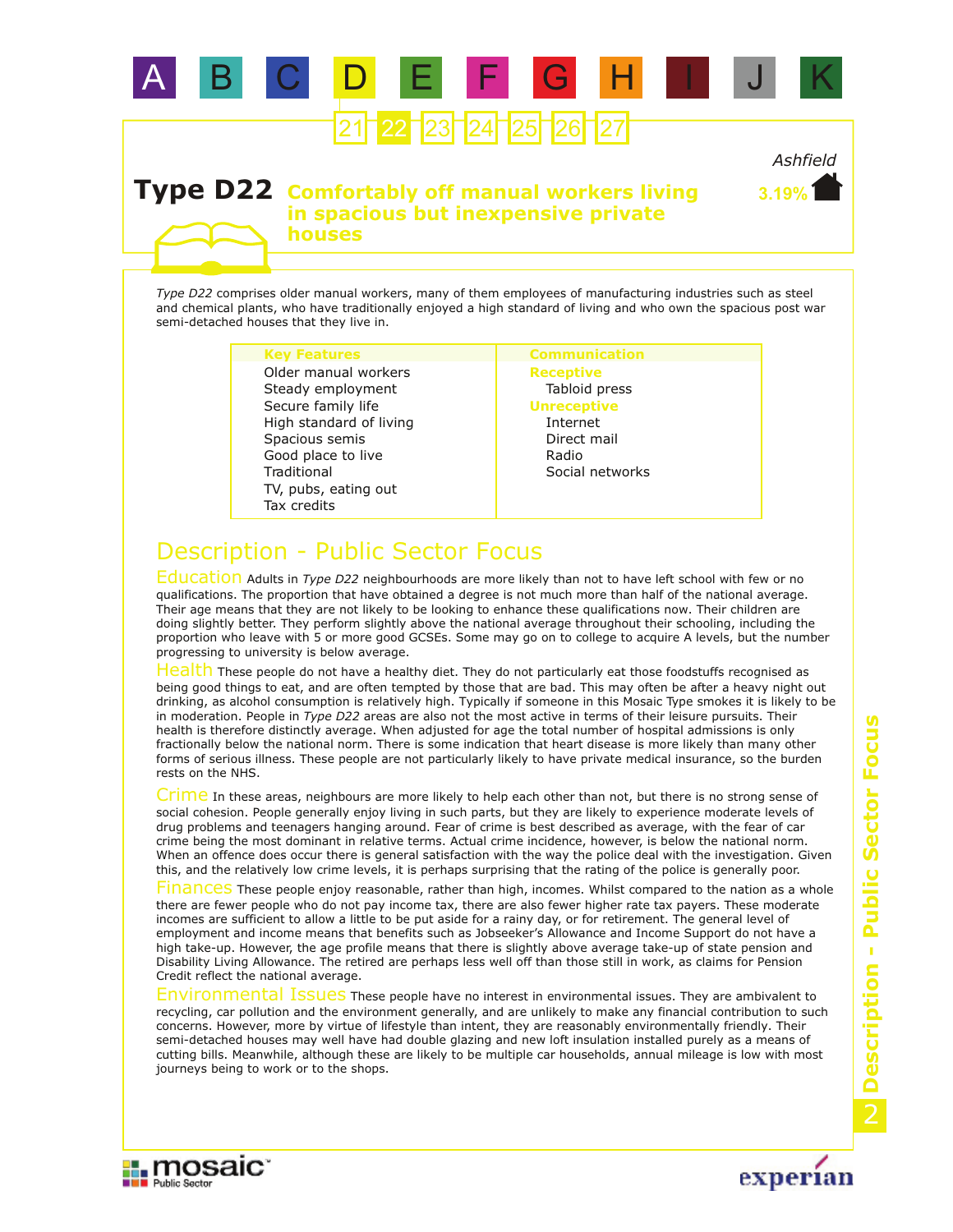A B C D E F G H I J K

21 22 23 24 25 26 27

# Type D22 Comfortably off manual workers living in spacious but inexpensive private houses

Ashfield

3.19%

*Type D22* comprises older manual workers, many of them employees of manufacturing industries such as steel and chemical plants, who have traditionally enjoyed a high standard of living and who own the spacious post war semi-detached houses that they live in.

| Key Features | Communication |
|---|---|
| Older manual workers | **Receptive** |
| Steady employment | Tabloid press |
| Secure family life | **Unreceptive** |
| High standard of living | Internet |
| Spacious semis | Direct mail |
| Good place to live | Radio |
| Traditional | Social networks |
| TV, pubs, eating out | |
| Tax credits | |

## Description - Public Sector Focus

**Education** Adults in *Type D22* neighbourhoods are more likely than not to have left school with few or no qualifications. The proportion that have obtained a degree is not much more than half of the national average. Their age means that they are not likely to be looking to enhance these qualifications now. Their children are doing slightly better. They perform slightly above the national average throughout their schooling, including the proportion who leave with 5 or more good GCSEs. Some may go on to college to acquire A levels, but the number progressing to university is below average.

**Health** These people do not have a healthy diet. They do not particularly eat those foodstuffs recognised as being good things to eat, and are often tempted by those that are bad. This may often be after a heavy night out drinking, as alcohol consumption is relatively high. Typically if someone in this Mosaic Type smokes it is likely to be in moderation. People in *Type D22* areas are also not the most active in terms of their leisure pursuits. Their health is therefore distinctly average. When adjusted for age the total number of hospital admissions is only fractionally below the national norm. There is some indication that heart disease is more likely than many other forms of serious illness. These people are not particularly likely to have private medical insurance, so the burden rests on the NHS.

**Crime** In these areas, neighbours are more likely to help each other than not, but there is no strong sense of social cohesion. People generally enjoy living in such parts, but they are likely to experience moderate levels of drug problems and teenagers hanging around. Fear of crime is best described as average, with the fear of car crime being the most dominant in relative terms. Actual crime incidence, however, is below the national norm. When an offence does occur there is general satisfaction with the way the police deal with the investigation. Given this, and the relatively low crime levels, it is perhaps surprising that the rating of the police is generally poor.

**Finances** These people enjoy reasonable, rather than high, incomes. Whilst compared to the nation as a whole there are fewer people who do not pay income tax, there are also fewer higher rate tax payers. These moderate incomes are sufficient to allow a little to be put aside for a rainy day, or for retirement. The general level of employment and income means that benefits such as Jobseeker's Allowance and Income Support do not have a high take-up. However, the age profile means that there is slightly above average take-up of state pension and Disability Living Allowance. The retired are perhaps less well off than those still in work, as claims for Pension Credit reflect the national average.

**Environmental Issues** These people have no interest in environmental issues. They are ambivalent to recycling, car pollution and the environment generally, and are unlikely to make any financial contribution to such concerns. However, more by virtue of lifestyle than intent, they are reasonably environmentally friendly. Their semi-detached houses may well have had double glazing and new loft insulation installed purely as a means of cutting bills. Meanwhile, although these are likely to be multiple car households, annual mileage is low with most journeys being to work or to the shops.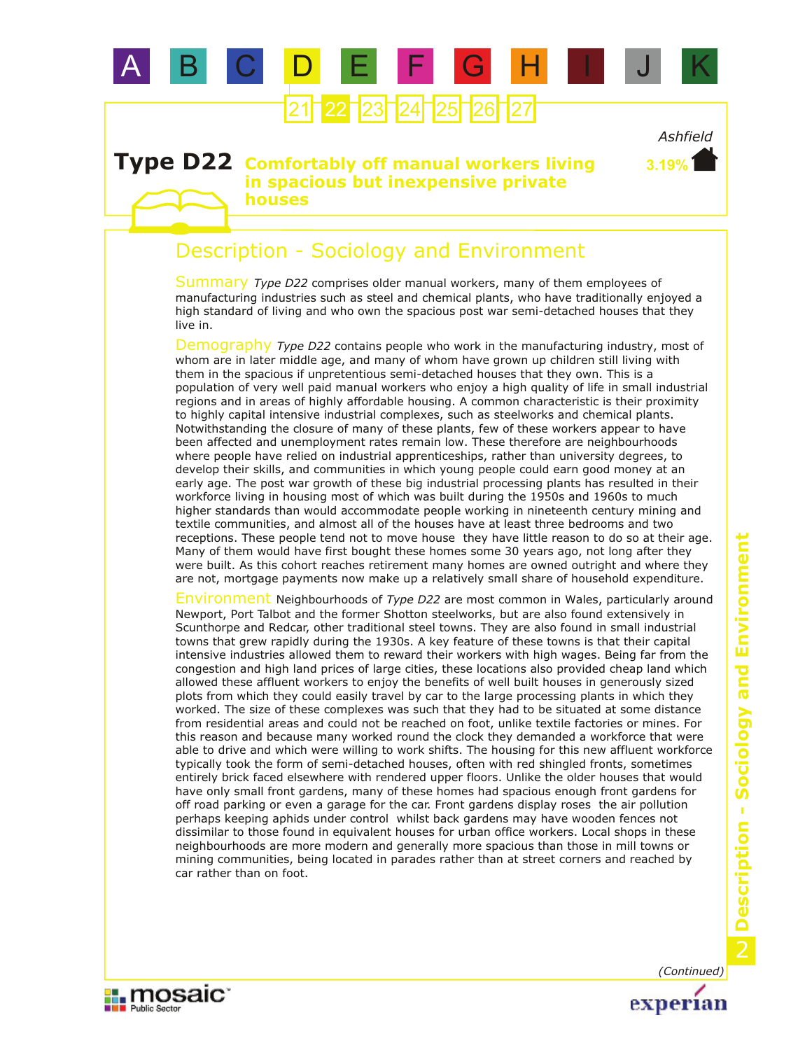A B C D E F G H I J K

21 22 23 24 25 26 27

# Type D22 Comfortably off manual workers living in spacious but inexpensive private houses

*Ashfield*

3.19%

## Description - Sociology and Environment

**Summary** *Type D22* comprises older manual workers, many of them employees of manufacturing industries such as steel and chemical plants, who have traditionally enjoyed a high standard of living and who own the spacious post war semi-detached houses that they live in.

**Demography** *Type D22* contains people who work in the manufacturing industry, most of whom are in later middle age, and many of whom have grown up children still living with them in the spacious if unpretentious semi-detached houses that they own. This is a population of very well paid manual workers who enjoy a high quality of life in small industrial regions and in areas of highly affordable housing. A common characteristic is their proximity to highly capital intensive industrial complexes, such as steelworks and chemical plants. Notwithstanding the closure of many of these plants, few of these workers appear to have been affected and unemployment rates remain low. These therefore are neighbourhoods where people have relied on industrial apprenticeships, rather than university degrees, to develop their skills, and communities in which young people could earn good money at an early age. The post war growth of these big industrial processing plants has resulted in their workforce living in housing most of which was built during the 1950s and 1960s to much higher standards than would accommodate people working in nineteenth century mining and textile communities, and almost all of the houses have at least three bedrooms and two receptions. These people tend not to move house they have little reason to do so at their age. Many of them would have first bought these homes some 30 years ago, not long after they were built. As this cohort reaches retirement many homes are owned outright and where they are not, mortgage payments now make up a relatively small share of household expenditure.

**Environment** Neighbourhoods of *Type D22* are most common in Wales, particularly around Newport, Port Talbot and the former Shotton steelworks, but are also found extensively in Scunthorpe and Redcar, other traditional steel towns. They are also found in small industrial towns that grew rapidly during the 1930s. A key feature of these towns is that their capital intensive industries allowed them to reward their workers with high wages. Being far from the congestion and high land prices of large cities, these locations also provided cheap land which allowed these affluent workers to enjoy the benefits of well built houses in generously sized plots from which they could easily travel by car to the large processing plants in which they worked. The size of these complexes was such that they had to be situated at some distance from residential areas and could not be reached on foot, unlike textile factories or mines. For this reason and because many worked round the clock they demanded a workforce that were able to drive and which were willing to work shifts. The housing for this new affluent workforce typically took the form of semi-detached houses, often with red shingled fronts, sometimes entirely brick faced elsewhere with rendered upper floors. Unlike the older houses that would have only small front gardens, many of these homes had spacious enough front gardens for off road parking or even a garage for the car. Front gardens display roses the air pollution perhaps keeping aphids under control whilst back gardens may have wooden fences not dissimilar to those found in equivalent houses for urban office workers. Local shops in these neighbourhoods are more modern and generally more spacious than those in mill towns or mining communities, being located in parades rather than at street corners and reached by car rather than on foot.

*(Continued)*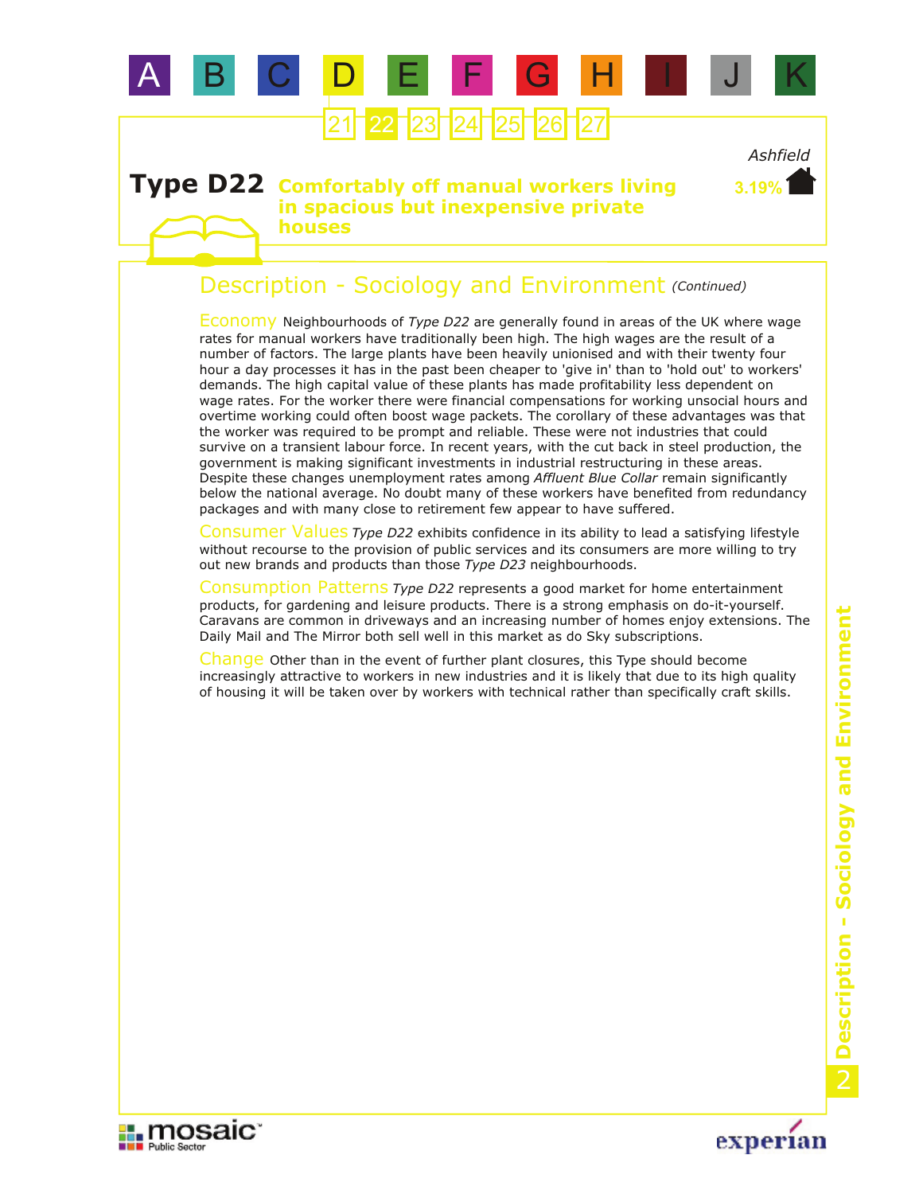# Type D22 Comfortably off manual workers living in spacious but inexpensive private houses

Ashfield

3.19%

## Description - Sociology and Environment *(Continued)*

**Economy** Neighbourhoods of *Type D22* are generally found in areas of the UK where wage rates for manual workers have traditionally been high. The high wages are the result of a number of factors. The large plants have been heavily unionised and with their twenty four hour a day processes it has in the past been cheaper to 'give in' than to 'hold out' to workers' demands. The high capital value of these plants has made profitability less dependent on wage rates. For the worker there were financial compensations for working unsocial hours and overtime working could often boost wage packets. The corollary of these advantages was that the worker was required to be prompt and reliable. These were not industries that could survive on a transient labour force. In recent years, with the cut back in steel production, the government is making significant investments in industrial restructuring in these areas. Despite these changes unemployment rates among *Affluent Blue Collar* remain significantly below the national average. No doubt many of these workers have benefited from redundancy packages and with many close to retirement few appear to have suffered.

**Consumer Values** *Type D22* exhibits confidence in its ability to lead a satisfying lifestyle without recourse to the provision of public services and its consumers are more willing to try out new brands and products than those *Type D23* neighbourhoods.

**Consumption Patterns** *Type D22* represents a good market for home entertainment products, for gardening and leisure products. There is a strong emphasis on do-it-yourself. Caravans are common in driveways and an increasing number of homes enjoy extensions. The Daily Mail and The Mirror both sell well in this market as do Sky subscriptions.

**Change** Other than in the event of further plant closures, this Type should become increasingly attractive to workers in new industries and it is likely that due to its high quality of housing it will be taken over by workers with technical rather than specifically craft skills.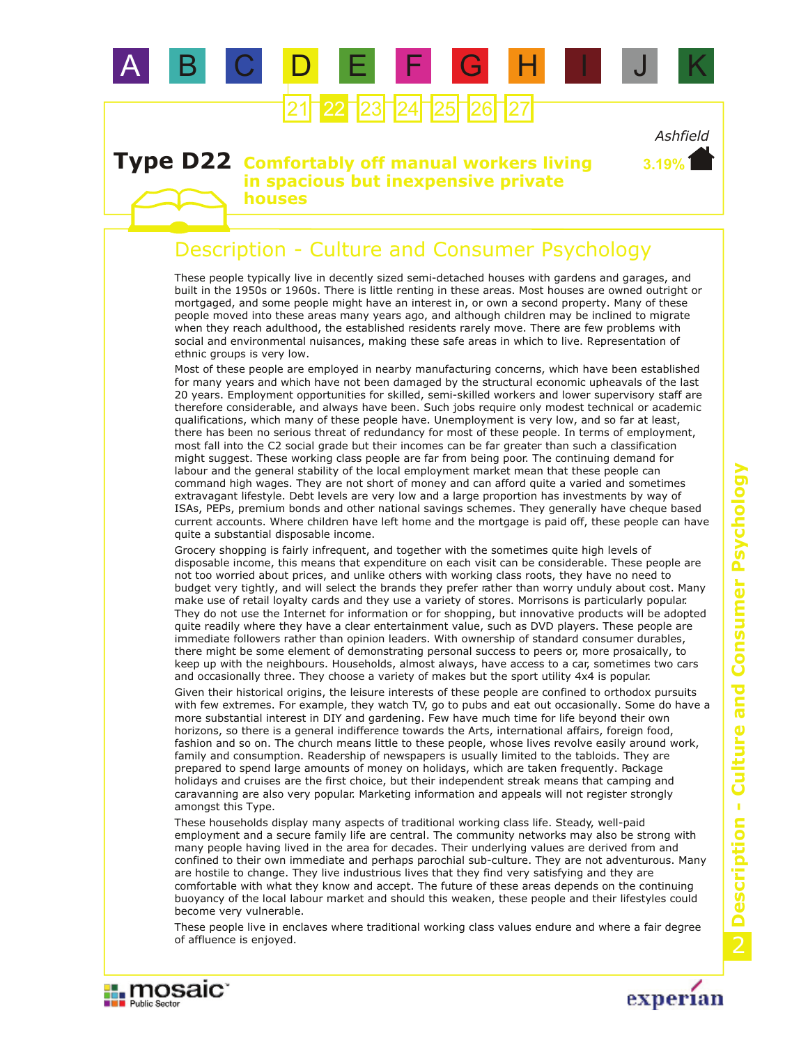A B C D E F G H I J K

21 22 23 24 25 26 27

Ashfield

3.19%

# Type D22 Comfortably off manual workers living in spacious but inexpensive private houses

## Description - Culture and Consumer Psychology

These people typically live in decently sized semi-detached houses with gardens and garages, and built in the 1950s or 1960s. There is little renting in these areas. Most houses are owned outright or mortgaged, and some people might have an interest in, or own a second property. Many of these people moved into these areas many years ago, and although children may be inclined to migrate when they reach adulthood, the established residents rarely move. There are few problems with social and environmental nuisances, making these safe areas in which to live. Representation of ethnic groups is very low.

Most of these people are employed in nearby manufacturing concerns, which have been established for many years and which have not been damaged by the structural economic upheavals of the last 20 years. Employment opportunities for skilled, semi-skilled workers and lower supervisory staff are therefore considerable, and always have been. Such jobs require only modest technical or academic qualifications, which many of these people have. Unemployment is very low, and so far at least, there has been no serious threat of redundancy for most of these people. In terms of employment, most fall into the C2 social grade but their incomes can be far greater than such a classification might suggest. These working class people are far from being poor. The continuing demand for labour and the general stability of the local employment market mean that these people can command high wages. They are not short of money and can afford quite a varied and sometimes extravagant lifestyle. Debt levels are very low and a large proportion has investments by way of ISAs, PEPs, premium bonds and other national savings schemes. They generally have cheque based current accounts. Where children have left home and the mortgage is paid off, these people can have quite a substantial disposable income.

Grocery shopping is fairly infrequent, and together with the sometimes quite high levels of disposable income, this means that expenditure on each visit can be considerable. These people are not too worried about prices, and unlike others with working class roots, they have no need to budget very tightly, and will select the brands they prefer rather than worry unduly about cost. Many make use of retail loyalty cards and they use a variety of stores. Morrisons is particularly popular. They do not use the Internet for information or for shopping, but innovative products will be adopted quite readily where they have a clear entertainment value, such as DVD players. These people are immediate followers rather than opinion leaders. With ownership of standard consumer durables, there might be some element of demonstrating personal success to peers or, more prosaically, to keep up with the neighbours. Households, almost always, have access to a car, sometimes two cars and occasionally three. They choose a variety of makes but the sport utility 4x4 is popular.

Given their historical origins, the leisure interests of these people are confined to orthodox pursuits with few extremes. For example, they watch TV, go to pubs and eat out occasionally. Some do have a more substantial interest in DIY and gardening. Few have much time for life beyond their own horizons, so there is a general indifference towards the Arts, international affairs, foreign food, fashion and so on. The church means little to these people, whose lives revolve easily around work, family and consumption. Readership of newspapers is usually limited to the tabloids. They are prepared to spend large amounts of money on holidays, which are taken frequently. Package holidays and cruises are the first choice, but their independent streak means that camping and caravanning are also very popular. Marketing information and appeals will not register strongly amongst this Type.

These households display many aspects of traditional working class life. Steady, well-paid employment and a secure family life are central. The community networks may also be strong with many people having lived in the area for decades. Their underlying values are derived from and confined to their own immediate and perhaps parochial sub-culture. They are not adventurous. Many are hostile to change. They live industrious lives that they find very satisfying and they are comfortable with what they know and accept. The future of these areas depends on the continuing buoyancy of the local labour market and should this weaken, these people and their lifestyles could become very vulnerable.

These people live in enclaves where traditional working class values endure and where a fair degree of affluence is enjoyed.